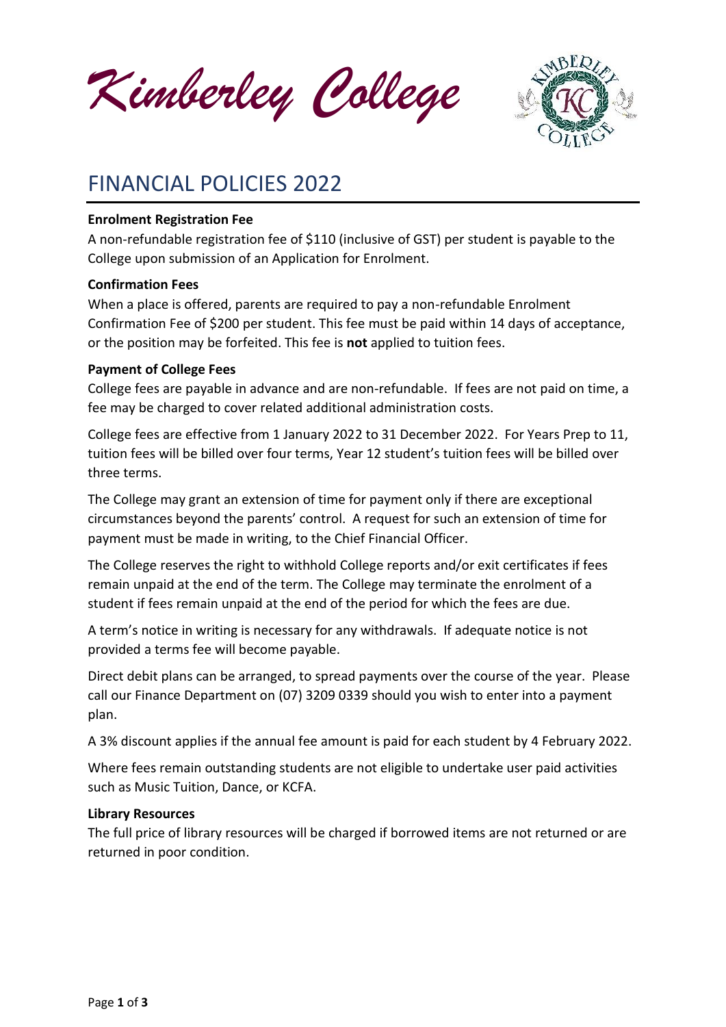*Kimberley College*

# FINANCIAL POLICIES 2022

**Enrolment Registration Fee**

A non-refundable registration fee of $110 (inclusive of GST) per student is payable to the College upon submission of an Application for Enrolment.

**Confirmation Fees**

When a place is offered, parents are required to pay a non-refundable Enrolment Confirmation Fee of $200 per student. This fee must be paid within 14 days of acceptance, or the position may be forfeited. This fee is **not** applied to tuition fees.

**Payment of College Fees**

College fees are payable in advance and are non-refundable. If fees are not paid on time, a fee may be charged to cover related additional administration costs.

College fees are effective from 1 January 2022 to 31 December 2022. For Years Prep to 11, tuition fees will be billed over four terms, Year 12 student's tuition fees will be billed over three terms.

The College may grant an extension of time for payment only if there are exceptional circumstances beyond the parents' control. A request for such an extension of time for payment must be made in writing, to the Chief Financial Officer.

The College reserves the right to withhold College reports and/or exit certificates if fees remain unpaid at the end of the term. The College may terminate the enrolment of a student if fees remain unpaid at the end of the period for which the fees are due.

A term's notice in writing is necessary for any withdrawals. If adequate notice is not provided a terms fee will become payable.

Direct debit plans can be arranged, to spread payments over the course of the year. Please call our Finance Department on (07) 3209 0339 should you wish to enter into a payment plan.

A 3% discount applies if the annual fee amount is paid for each student by 4 February 2022.

Where fees remain outstanding students are not eligible to undertake user paid activities such as Music Tuition, Dance, or KCFA.

**Library Resources**

The full price of library resources will be charged if borrowed items are not returned or are returned in poor condition.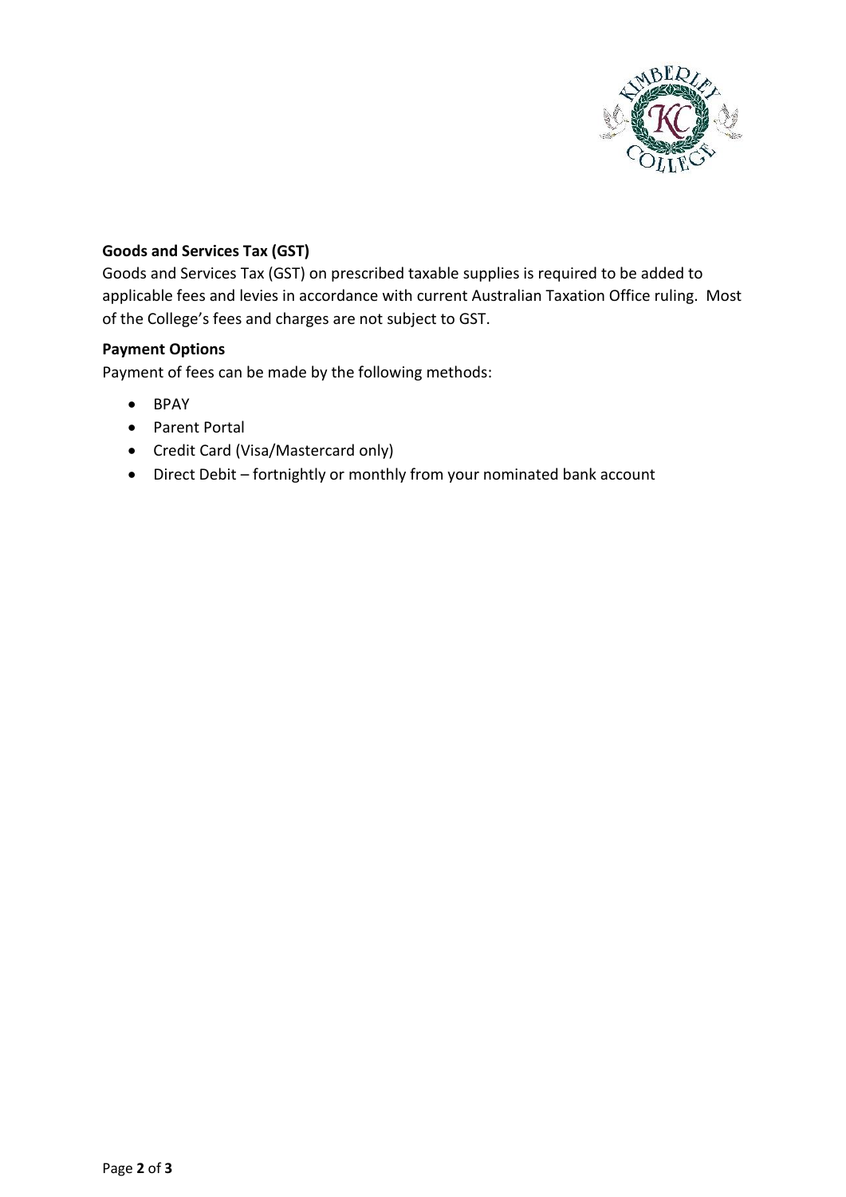**Goods and Services Tax (GST)**

Goods and Services Tax (GST) on prescribed taxable supplies is required to be added to applicable fees and levies in accordance with current Australian Taxation Office ruling. Most of the College's fees and charges are not subject to GST.

**Payment Options**

Payment of fees can be made by the following methods:

- BPAY
- Parent Portal
- Credit Card (Visa/Mastercard only)
- Direct Debit – fortnightly or monthly from your nominated bank account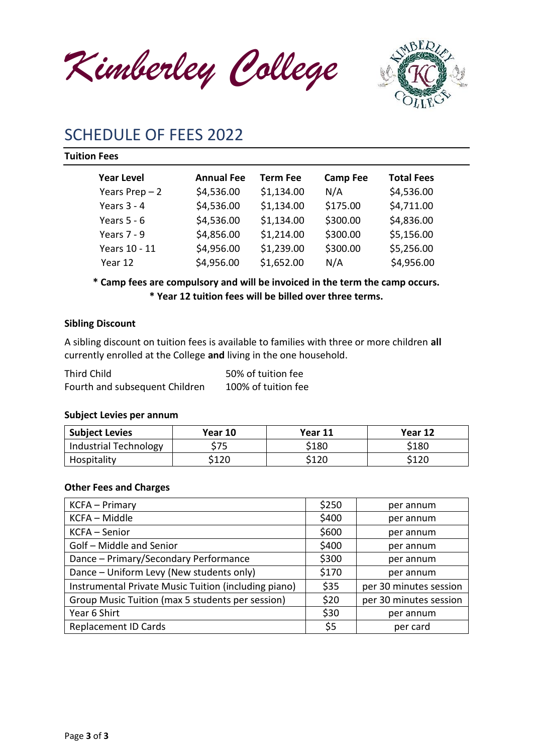# Kimberley College

## SCHEDULE OF FEES 2022

### Tuition Fees

| Year Level | Annual Fee | Term Fee | Camp Fee | Total Fees |
|---|---|---|---|---|
| Years Prep – 2 | $4,536.00 | $1,134.00 | N/A | $4,536.00 |
| Years 3 - 4 | $4,536.00 | $1,134.00 | $175.00 | $4,711.00 |
| Years 5 - 6 | $4,536.00 | $1,134.00 | $300.00 | $4,836.00 |
| Years 7 - 9 | $4,856.00 | $1,214.00 | $300.00 | $5,156.00 |
| Years 10 - 11 | $4,956.00 | $1,239.00 | $300.00 | $5,256.00 |
| Year 12 | $4,956.00 | $1,652.00 | N/A | $4,956.00 |

**\* Camp fees are compulsory and will be invoiced in the term the camp occurs.**
**\* Year 12 tuition fees will be billed over three terms.**

### Sibling Discount

A sibling discount on tuition fees is available to families with three or more children **all** currently enrolled at the College **and** living in the one household.

| | |
|---|---|
| Third Child | 50% of tuition fee |
| Fourth and subsequent Children | 100% of tuition fee |

### Subject Levies per annum

| Subject Levies | Year 10 | Year 11 | Year 12 |
|---|---|---|---|
| Industrial Technology | $75 | $180 | $180 |
| Hospitality | $120 | $120 | $120 |

### Other Fees and Charges

| | | |
|---|---|---|
| KCFA – Primary | $250 | per annum |
| KCFA – Middle | $400 | per annum |
| KCFA – Senior | $600 | per annum |
| Golf – Middle and Senior | $400 | per annum |
| Dance – Primary/Secondary Performance | $300 | per annum |
| Dance – Uniform Levy (New students only) | $170 | per annum |
| Instrumental Private Music Tuition (including piano) | $35 | per 30 minutes session |
| Group Music Tuition (max 5 students per session) | $20 | per 30 minutes session |
| Year 6 Shirt | $30 | per annum |
| Replacement ID Cards | $5 | per card |